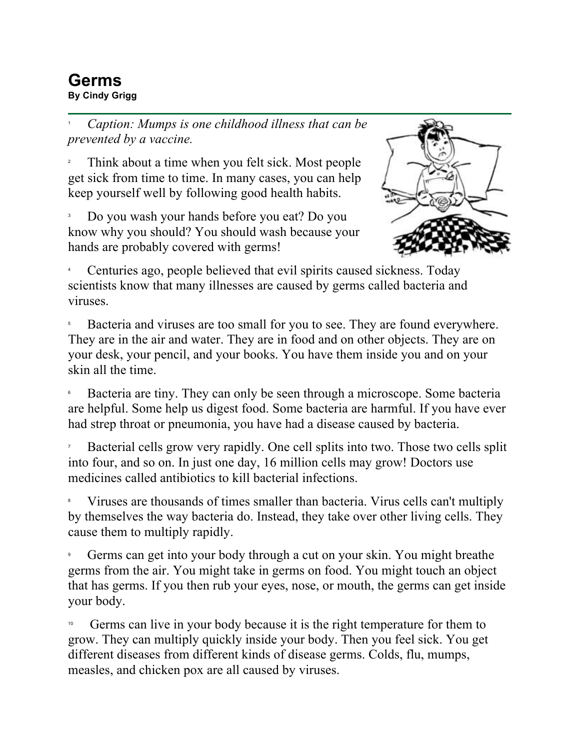# Germs

**By Cindy Grigg**

1 *Caption: Mumps is one childhood illness that can be prevented by a vaccine.*

2 Think about a time when you felt sick. Most people get sick from time to time. In many cases, you can help keep yourself well by following good health habits.

3 Do you wash your hands before you eat? Do you know why you should? You should wash because your hands are probably covered with germs!

4 Centuries ago, people believed that evil spirits caused sickness. Today scientists know that many illnesses are caused by germs called bacteria and viruses.

5 Bacteria and viruses are too small for you to see. They are found everywhere. They are in the air and water. They are in food and on other objects. They are on your desk, your pencil, and your books. You have them inside you and on your skin all the time.

6 Bacteria are tiny. They can only be seen through a microscope. Some bacteria are helpful. Some help us digest food. Some bacteria are harmful. If you have ever had strep throat or pneumonia, you have had a disease caused by bacteria.

7 Bacterial cells grow very rapidly. One cell splits into two. Those two cells split into four, and so on. In just one day, 16 million cells may grow! Doctors use medicines called antibiotics to kill bacterial infections.

8 Viruses are thousands of times smaller than bacteria. Virus cells can't multiply by themselves the way bacteria do. Instead, they take over other living cells. They cause them to multiply rapidly.

9 Germs can get into your body through a cut on your skin. You might breathe germs from the air. You might take in germs on food. You might touch an object that has germs. If you then rub your eyes, nose, or mouth, the germs can get inside your body.

10 Germs can live in your body because it is the right temperature for them to grow. They can multiply quickly inside your body. Then you feel sick. You get different diseases from different kinds of disease germs. Colds, flu, mumps, measles, and chicken pox are all caused by viruses.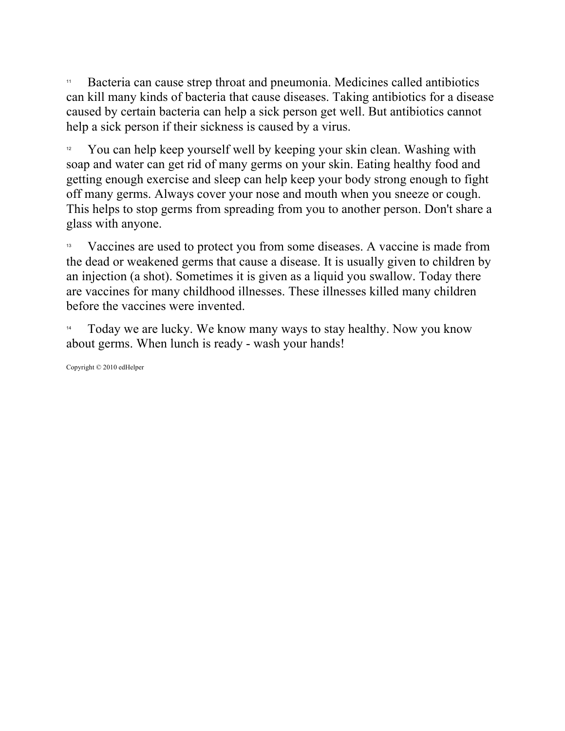[11] Bacteria can cause strep throat and pneumonia. Medicines called antibiotics can kill many kinds of bacteria that cause diseases. Taking antibiotics for a disease caused by certain bacteria can help a sick person get well. But antibiotics cannot help a sick person if their sickness is caused by a virus.

[12] You can help keep yourself well by keeping your skin clean. Washing with soap and water can get rid of many germs on your skin. Eating healthy food and getting enough exercise and sleep can help keep your body strong enough to fight off many germs. Always cover your nose and mouth when you sneeze or cough. This helps to stop germs from spreading from you to another person. Don't share a glass with anyone.

[13] Vaccines are used to protect you from some diseases. A vaccine is made from the dead or weakened germs that cause a disease. It is usually given to children by an injection (a shot). Sometimes it is given as a liquid you swallow. Today there are vaccines for many childhood illnesses. These illnesses killed many children before the vaccines were invented.

[14] Today we are lucky. We know many ways to stay healthy. Now you know about germs. When lunch is ready - wash your hands!

Copyright © 2010 edHelper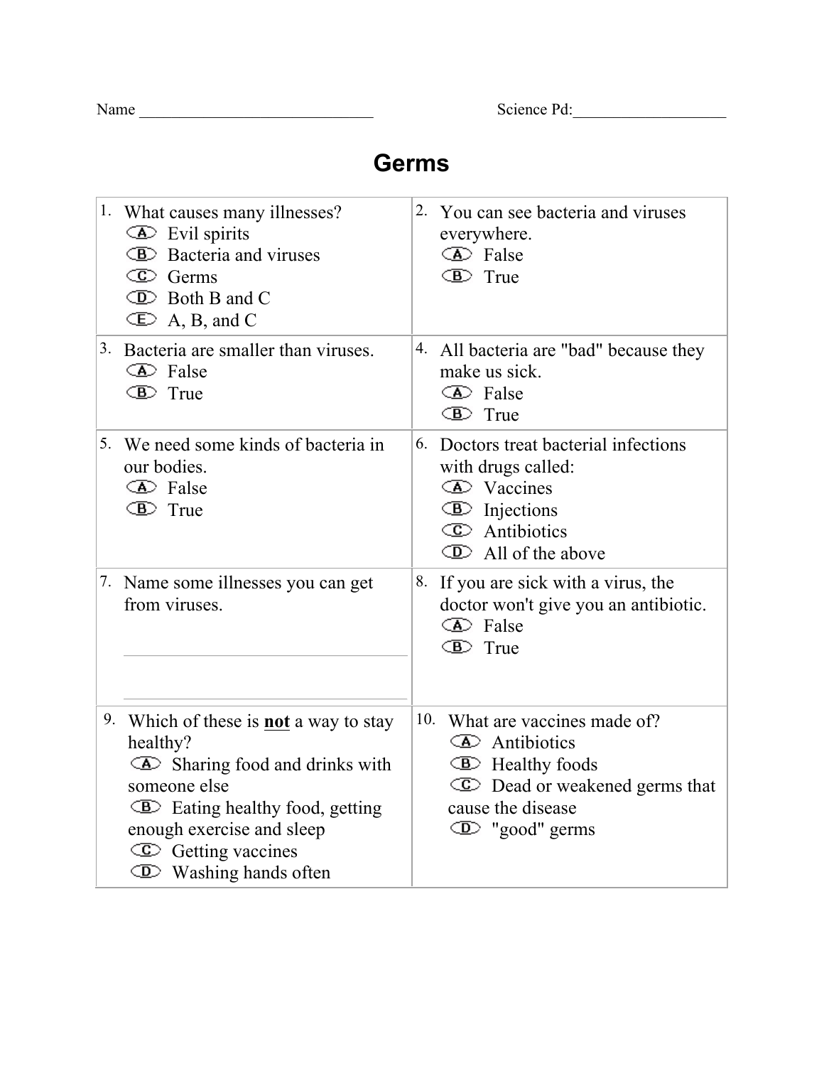Name ______________________________ Science Pd:___________________

# Germs

1. What causes many illnesses?
   - (A) Evil spirits
   - (B) Bacteria and viruses
   - (C) Germs
   - (D) Both B and C
   - (E) A, B, and C

2. You can see bacteria and viruses everywhere.
   - (A) False
   - (B) True

3. Bacteria are smaller than viruses.
   - (A) False
   - (B) True

4. All bacteria are "bad" because they make us sick.
   - (A) False
   - (B) True

5. We need some kinds of bacteria in our bodies.
   - (A) False
   - (B) True

6. Doctors treat bacterial infections with drugs called:
   - (A) Vaccines
   - (B) Injections
   - (C) Antibiotics
   - (D) All of the above

7. Name some illnesses you can get from viruses.

   ______________________________

   ______________________________

8. If you are sick with a virus, the doctor won't give you an antibiotic.
   - (A) False
   - (B) True

9. Which of these is **not** a way to stay healthy?
   - (A) Sharing food and drinks with someone else
   - (B) Eating healthy food, getting enough exercise and sleep
   - (C) Getting vaccines
   - (D) Washing hands often

10. What are vaccines made of?
    - (A) Antibiotics
    - (B) Healthy foods
    - (C) Dead or weakened germs that cause the disease
    - (D) "good" germs